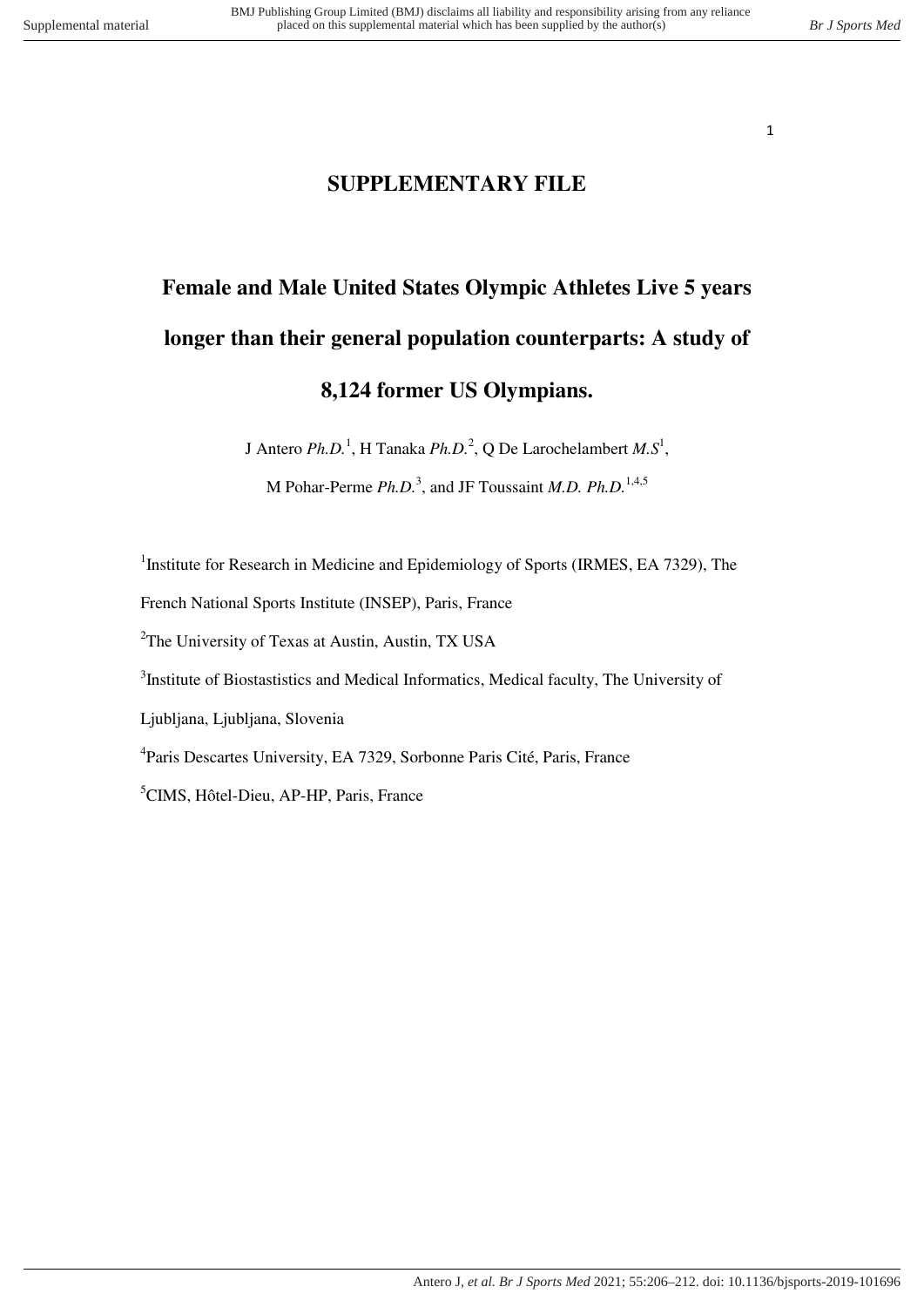# SUPPLEMENTARY FILE

# Female and Male United States Olympic Athletes Live 5 years longer than their general population counterparts: A study of 8,124 former US Olympians.

J Antero *Ph.D.*[1], H Tanaka *Ph.D.*[2], Q De Larochelambert *M.S*[1],

M Pohar-Perme *Ph.D.*[3], and JF Toussaint *M.D. Ph.D.*[1,4,5]

[1]Institute for Research in Medicine and Epidemiology of Sports (IRMES, EA 7329), The French National Sports Institute (INSEP), Paris, France

[2]The University of Texas at Austin, Austin, TX USA

[3]Institute of Biostastistics and Medical Informatics, Medical faculty, The University of Ljubljana, Ljubljana, Slovenia

[4]Paris Descartes University, EA 7329, Sorbonne Paris Cité, Paris, France

[5]CIMS, Hôtel-Dieu, AP-HP, Paris, France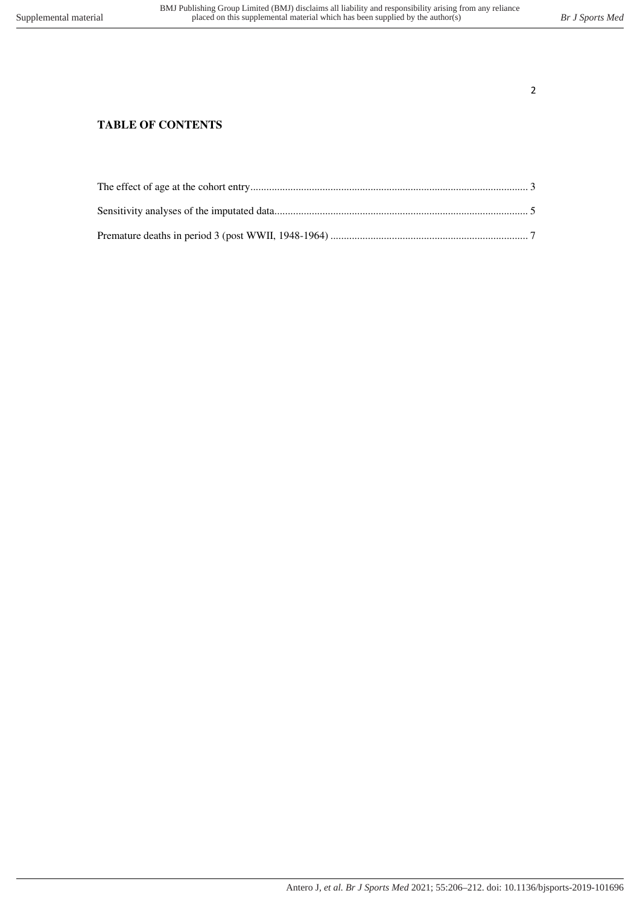## TABLE OF CONTENTS

The effect of age at the cohort entry........................................................................................................ 3

Sensitivity analyses of the imputated data.............................................................................................. 5

Premature deaths in period 3 (post WWII, 1948-1964) ......................................................................... 7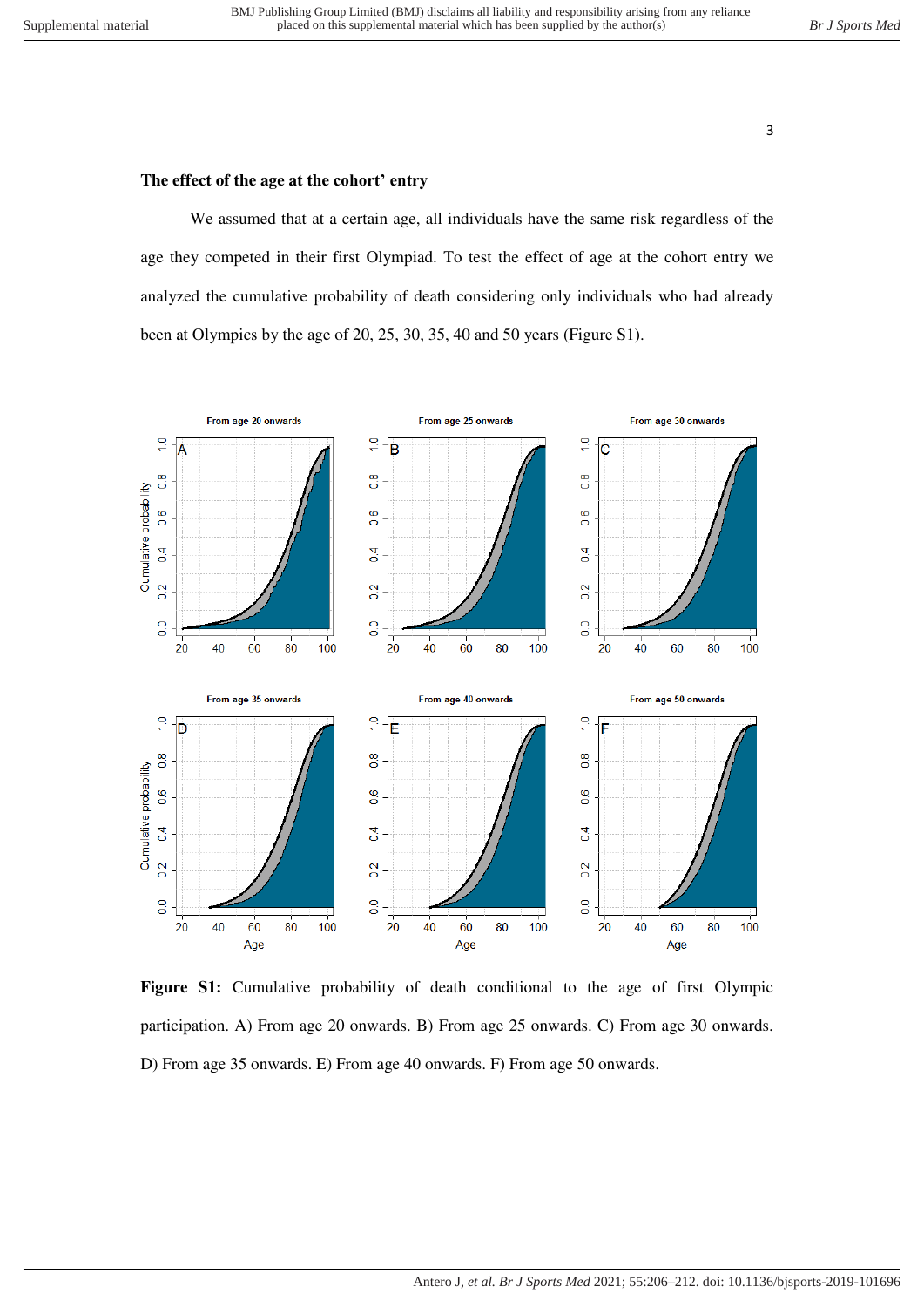## The effect of the age at the cohort' entry

We assumed that at a certain age, all individuals have the same risk regardless of the age they competed in their first Olympiad. To test the effect of age at the cohort entry we analyzed the cumulative probability of death considering only individuals who had already been at Olympics by the age of 20, 25, 30, 35, 40 and 50 years (Figure S1).

**Figure S1:** Cumulative probability of death conditional to the age of first Olympic participation. A) From age 20 onwards. B) From age 25 onwards. C) From age 30 onwards. D) From age 35 onwards. E) From age 40 onwards. F) From age 50 onwards.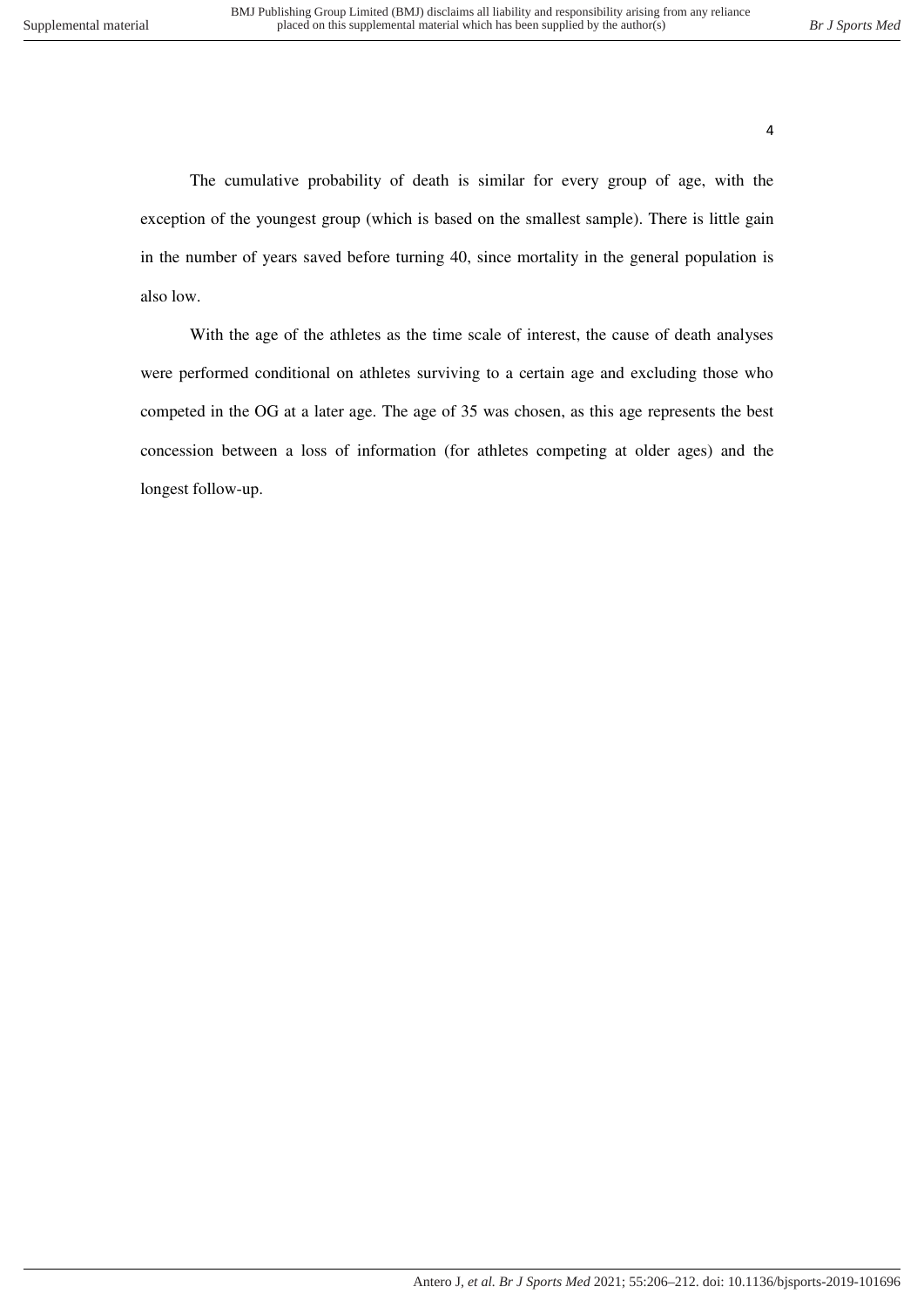The cumulative probability of death is similar for every group of age, with the exception of the youngest group (which is based on the smallest sample). There is little gain in the number of years saved before turning 40, since mortality in the general population is also low.

With the age of the athletes as the time scale of interest, the cause of death analyses were performed conditional on athletes surviving to a certain age and excluding those who competed in the OG at a later age. The age of 35 was chosen, as this age represents the best concession between a loss of information (for athletes competing at older ages) and the longest follow-up.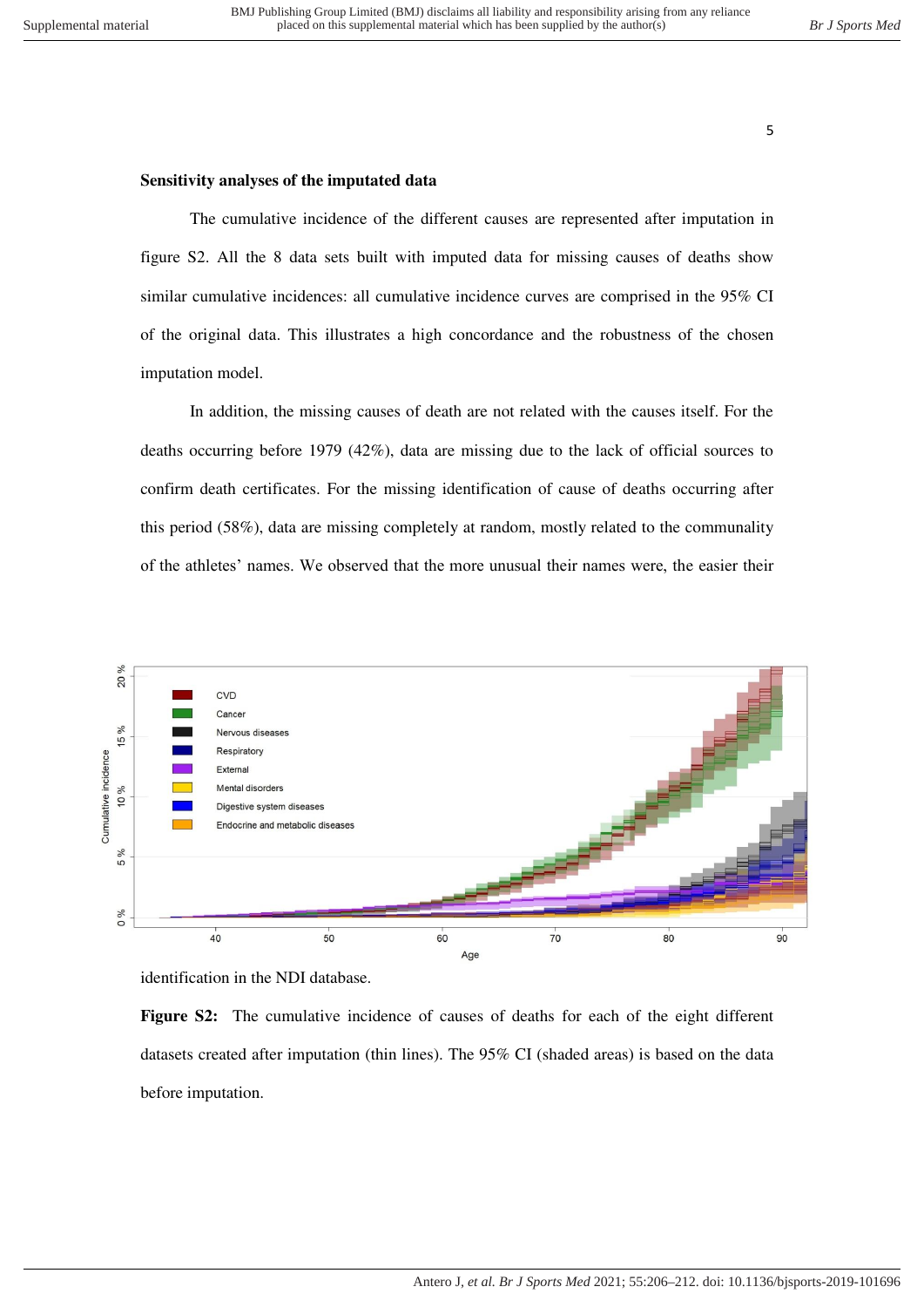## Sensitivity analyses of the imputated data

The cumulative incidence of the different causes are represented after imputation in figure S2. All the 8 data sets built with imputed data for missing causes of deaths show similar cumulative incidences: all cumulative incidence curves are comprised in the 95% CI of the original data. This illustrates a high concordance and the robustness of the chosen imputation model.

In addition, the missing causes of death are not related with the causes itself. For the deaths occurring before 1979 (42%), data are missing due to the lack of official sources to confirm death certificates. For the missing identification of cause of deaths occurring after this period (58%), data are missing completely at random, mostly related to the communality of the athletes' names. We observed that the more unusual their names were, the easier their identification in the NDI database.

**Figure S2:** The cumulative incidence of causes of deaths for each of the eight different datasets created after imputation (thin lines). The 95% CI (shaded areas) is based on the data before imputation.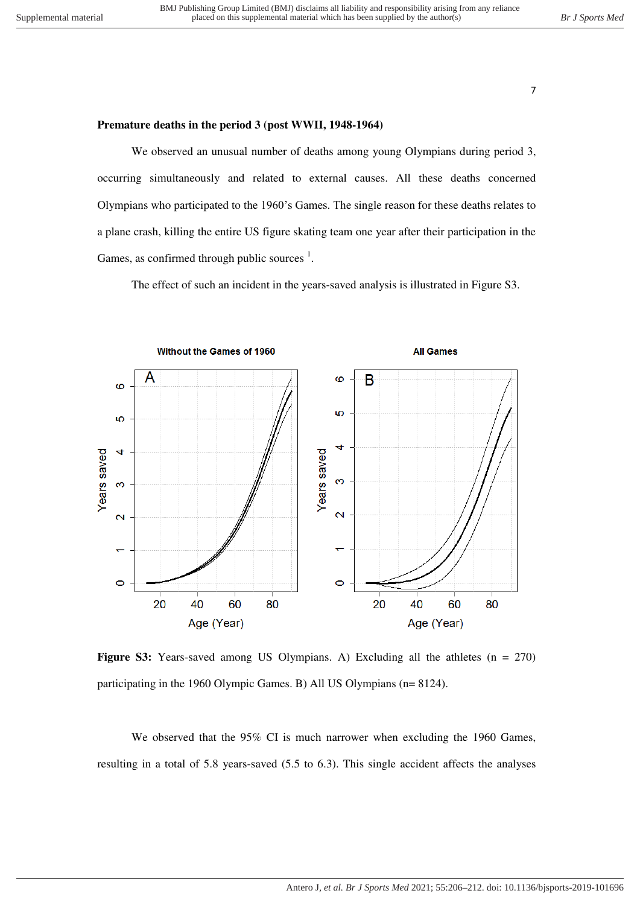**Premature deaths in the period 3 (post WWII, 1948-1964)**

We observed an unusual number of deaths among young Olympians during period 3, occurring simultaneously and related to external causes. All these deaths concerned Olympians who participated to the 1960's Games. The single reason for these deaths relates to a plane crash, killing the entire US figure skating team one year after their participation in the Games, as confirmed through public sources [1].

The effect of such an incident in the years-saved analysis is illustrated in Figure S3.

**Figure S3:** Years-saved among US Olympians. A) Excluding all the athletes (n = 270) participating in the 1960 Olympic Games. B) All US Olympians (n= 8124).

We observed that the 95% CI is much narrower when excluding the 1960 Games, resulting in a total of 5.8 years-saved (5.5 to 6.3). This single accident affects the analyses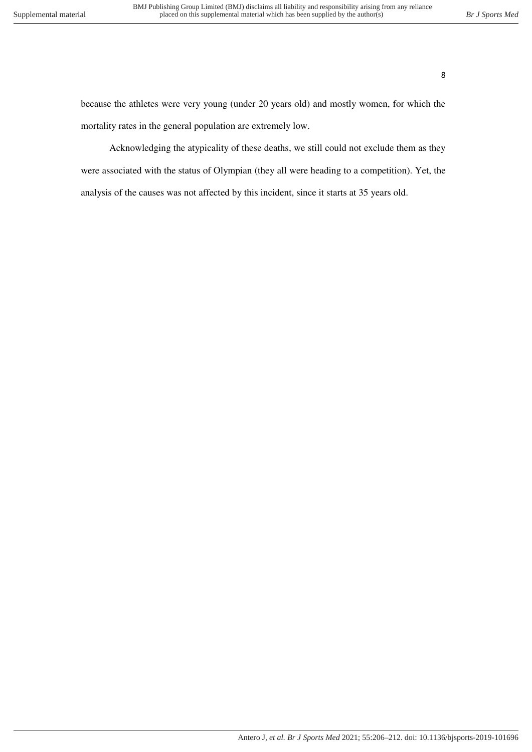because the athletes were very young (under 20 years old) and mostly women, for which the mortality rates in the general population are extremely low.

Acknowledging the atypicality of these deaths, we still could not exclude them as they were associated with the status of Olympian (they all were heading to a competition). Yet, the analysis of the causes was not affected by this incident, since it starts at 35 years old.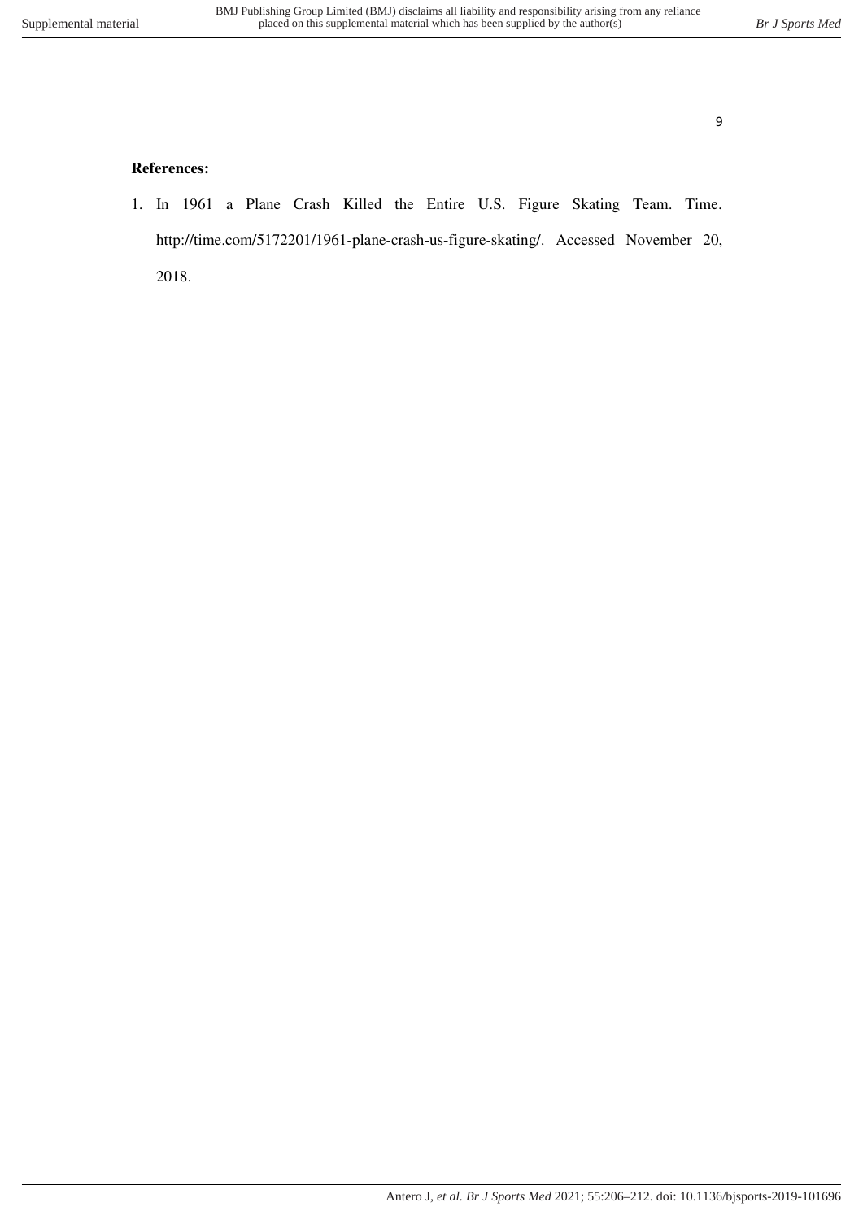**References:**

1. In 1961 a Plane Crash Killed the Entire U.S. Figure Skating Team. Time. http://time.com/5172201/1961-plane-crash-us-figure-skating/. Accessed November 20, 2018.